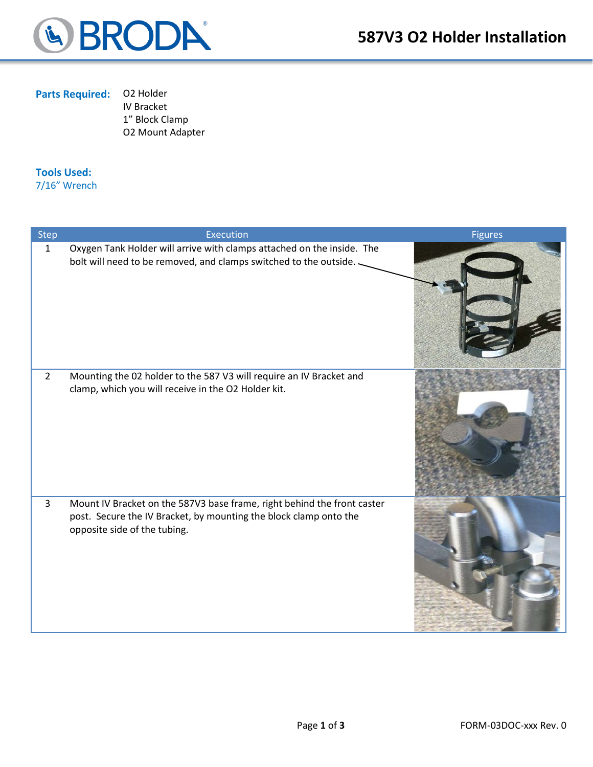# 587V3 O2 Holder Installation

**Parts Required:**

O2 Holder
IV Bracket
1" Block Clamp
O2 Mount Adapter

**Tools Used:**
7/16" Wrench

| Step | Execution | Figures |
|---|---|---|
| 1 | Oxygen Tank Holder will arrive with clamps attached on the inside. The bolt will need to be removed, and clamps switched to the outside. | |
| 2 | Mounting the 02 holder to the 587 V3 will require an IV Bracket and clamp, which you will receive in the O2 Holder kit. | |
| 3 | Mount IV Bracket on the 587V3 base frame, right behind the front caster post. Secure the IV Bracket, by mounting the block clamp onto the opposite side of the tubing. | |

FORM-03DOC-xxx Rev. 0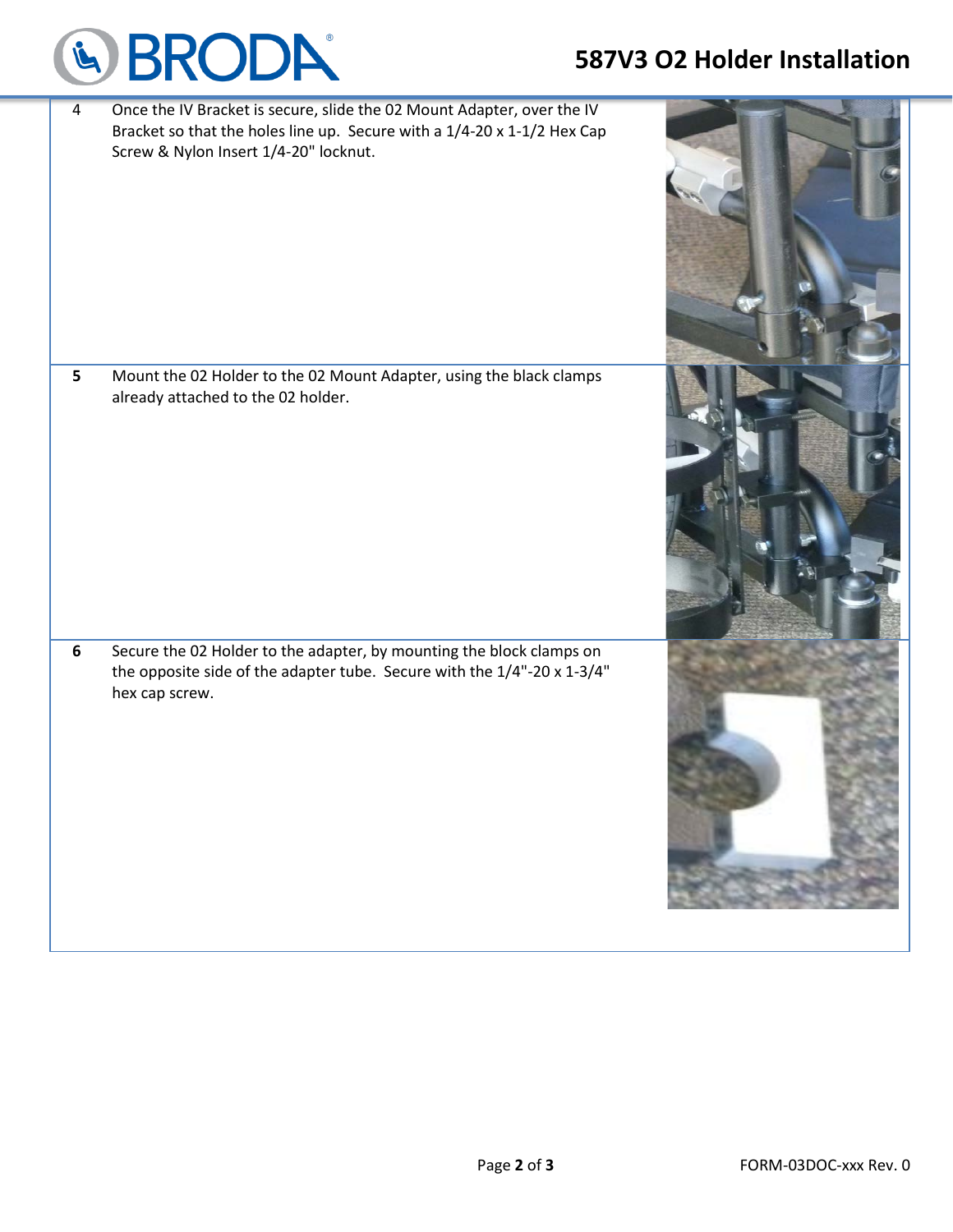| | |
|---|---|
| 4 | Once the IV Bracket is secure, slide the 02 Mount Adapter, over the IV Bracket so that the holes line up. Secure with a 1/4-20 x 1-1/2 Hex Cap Screw & Nylon Insert 1/4-20" locknut. |
| **5** | Mount the 02 Holder to the 02 Mount Adapter, using the black clamps already attached to the 02 holder. |
| **6** | Secure the 02 Holder to the adapter, by mounting the block clamps on the opposite side of the adapter tube. Secure with the 1/4"-20 x 1-3/4" hex cap screw. |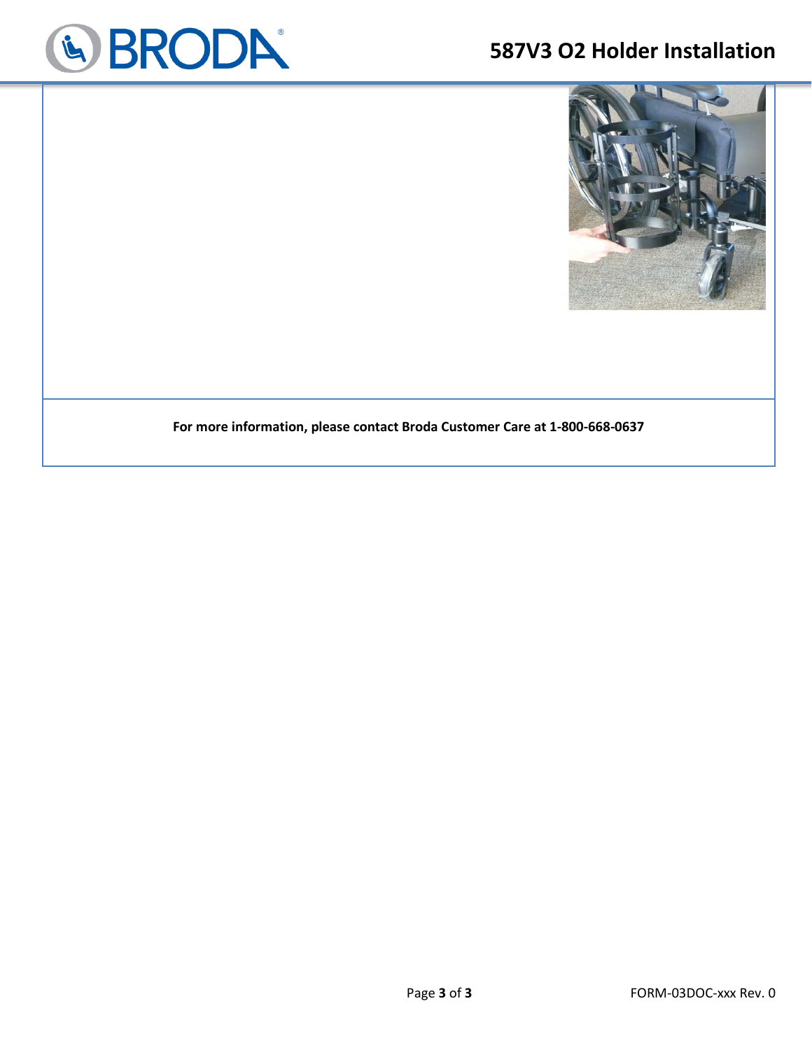For more information, please contact Broda Customer Care at 1-800-668-0637